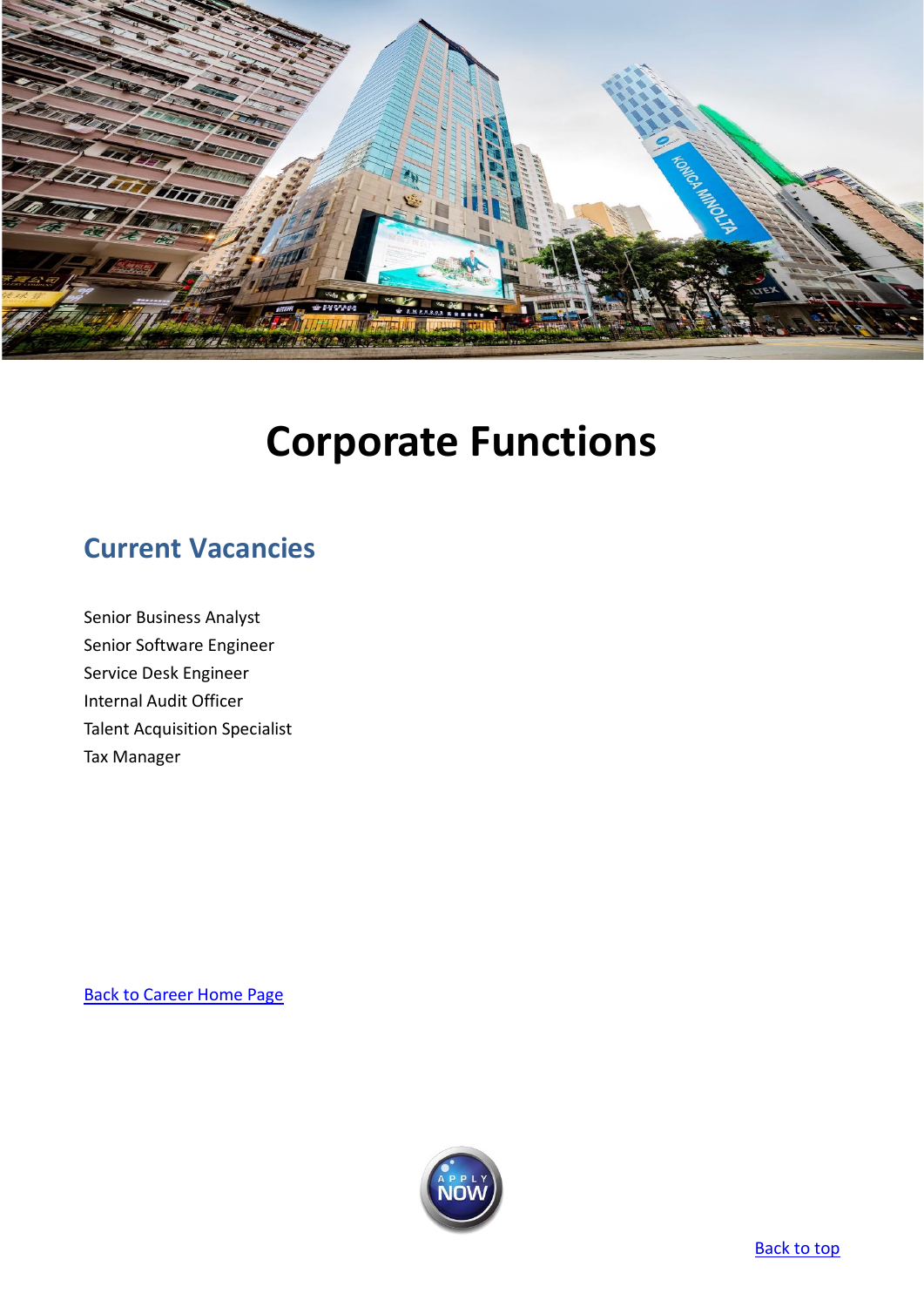# Corporate Functions

## Current Vacancies

Senior Business Analyst
Senior Software Engineer
Service Desk Engineer
Internal Audit Officer
Talent Acquisition Specialist
Tax Manager

Back to Career Home Page

Back to top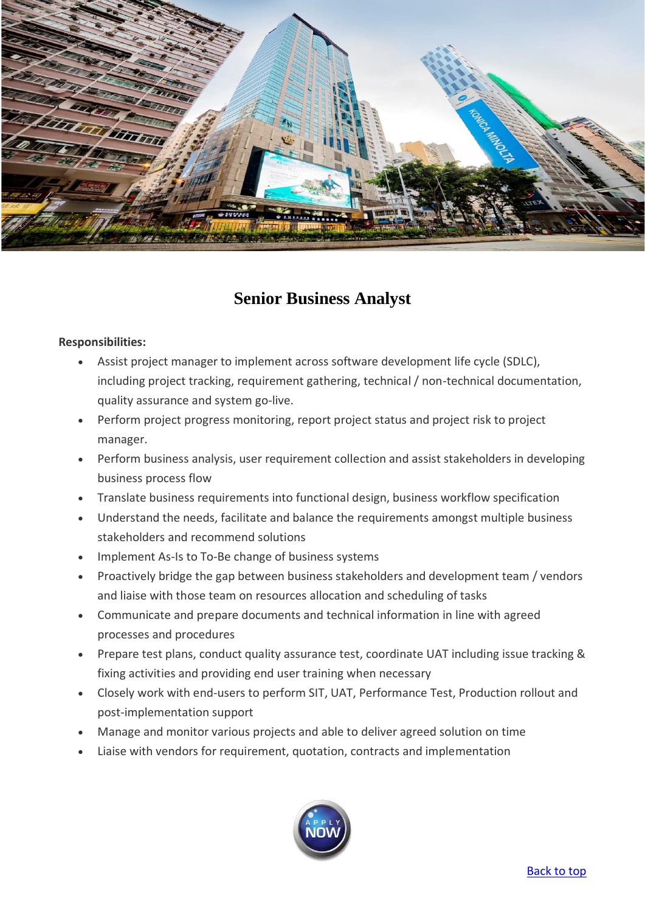# Senior Business Analyst

**Responsibilities:**

- Assist project manager to implement across software development life cycle (SDLC), including project tracking, requirement gathering, technical / non-technical documentation, quality assurance and system go-live.
- Perform project progress monitoring, report project status and project risk to project manager.
- Perform business analysis, user requirement collection and assist stakeholders in developing business process flow
- Translate business requirements into functional design, business workflow specification
- Understand the needs, facilitate and balance the requirements amongst multiple business stakeholders and recommend solutions
- Implement As-Is to To-Be change of business systems
- Proactively bridge the gap between business stakeholders and development team / vendors and liaise with those team on resources allocation and scheduling of tasks
- Communicate and prepare documents and technical information in line with agreed processes and procedures
- Prepare test plans, conduct quality assurance test, coordinate UAT including issue tracking & fixing activities and providing end user training when necessary
- Closely work with end-users to perform SIT, UAT, Performance Test, Production rollout and post-implementation support
- Manage and monitor various projects and able to deliver agreed solution on time
- Liaise with vendors for requirement, quotation, contracts and implementation

APPLY NOW

Back to top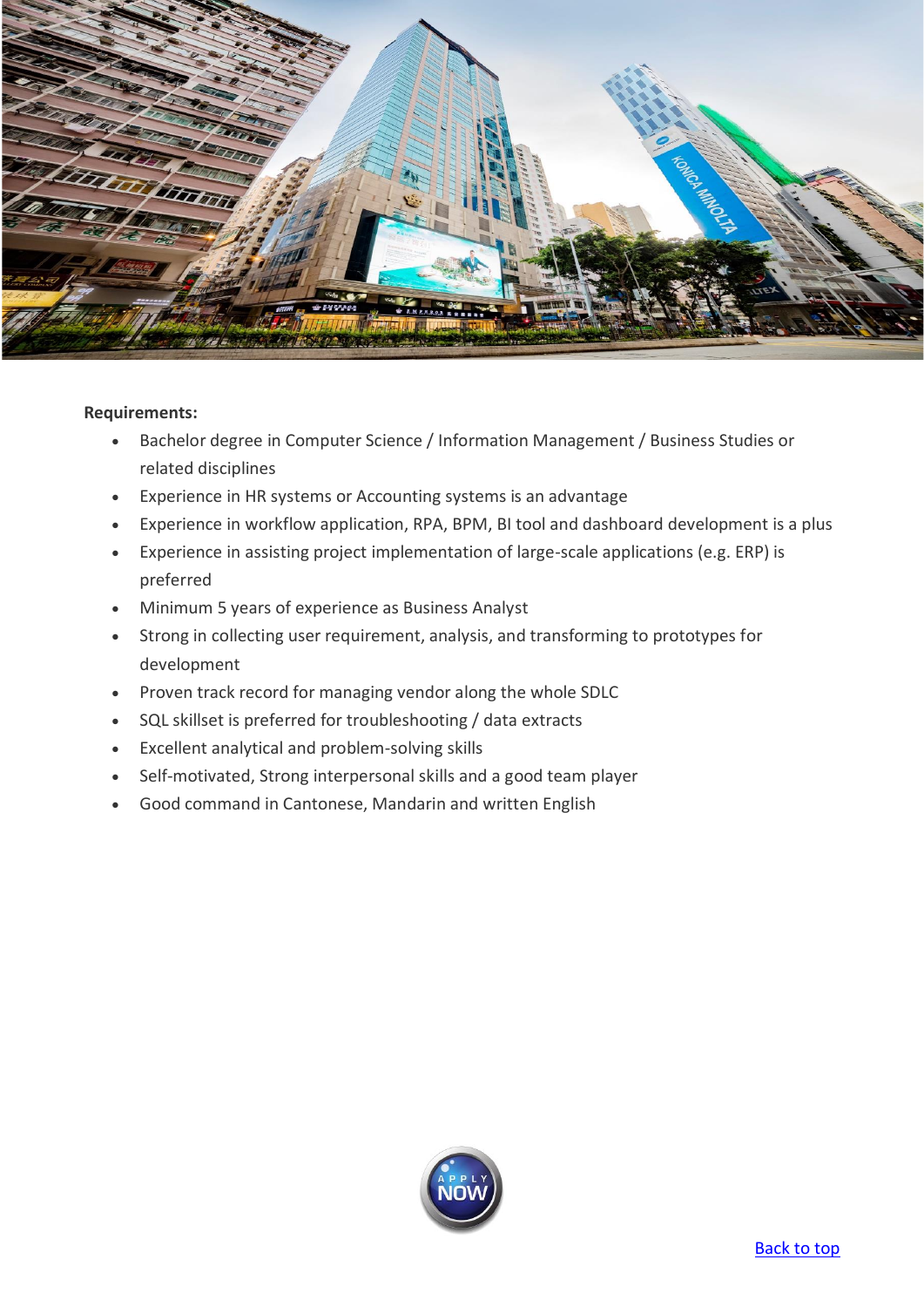**Requirements:**

- Bachelor degree in Computer Science / Information Management / Business Studies or related disciplines
- Experience in HR systems or Accounting systems is an advantage
- Experience in workflow application, RPA, BPM, BI tool and dashboard development is a plus
- Experience in assisting project implementation of large-scale applications (e.g. ERP) is preferred
- Minimum 5 years of experience as Business Analyst
- Strong in collecting user requirement, analysis, and transforming to prototypes for development
- Proven track record for managing vendor along the whole SDLC
- SQL skillset is preferred for troubleshooting / data extracts
- Excellent analytical and problem-solving skills
- Self-motivated, Strong interpersonal skills and a good team player
- Good command in Cantonese, Mandarin and written English

APPLY NOW

Back to top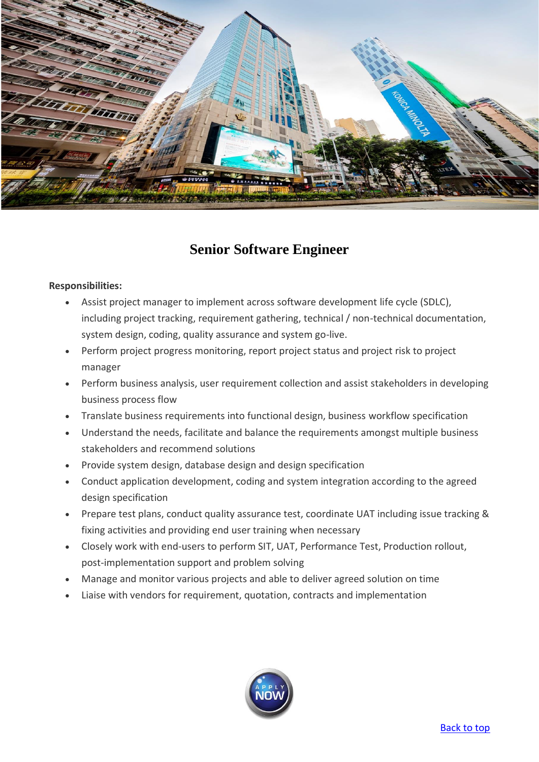# Senior Software Engineer

**Responsibilities:**

- Assist project manager to implement across software development life cycle (SDLC), including project tracking, requirement gathering, technical / non-technical documentation, system design, coding, quality assurance and system go-live.
- Perform project progress monitoring, report project status and project risk to project manager
- Perform business analysis, user requirement collection and assist stakeholders in developing business process flow
- Translate business requirements into functional design, business workflow specification
- Understand the needs, facilitate and balance the requirements amongst multiple business stakeholders and recommend solutions
- Provide system design, database design and design specification
- Conduct application development, coding and system integration according to the agreed design specification
- Prepare test plans, conduct quality assurance test, coordinate UAT including issue tracking & fixing activities and providing end user training when necessary
- Closely work with end-users to perform SIT, UAT, Performance Test, Production rollout, post-implementation support and problem solving
- Manage and monitor various projects and able to deliver agreed solution on time
- Liaise with vendors for requirement, quotation, contracts and implementation

APPLY NOW

Back to top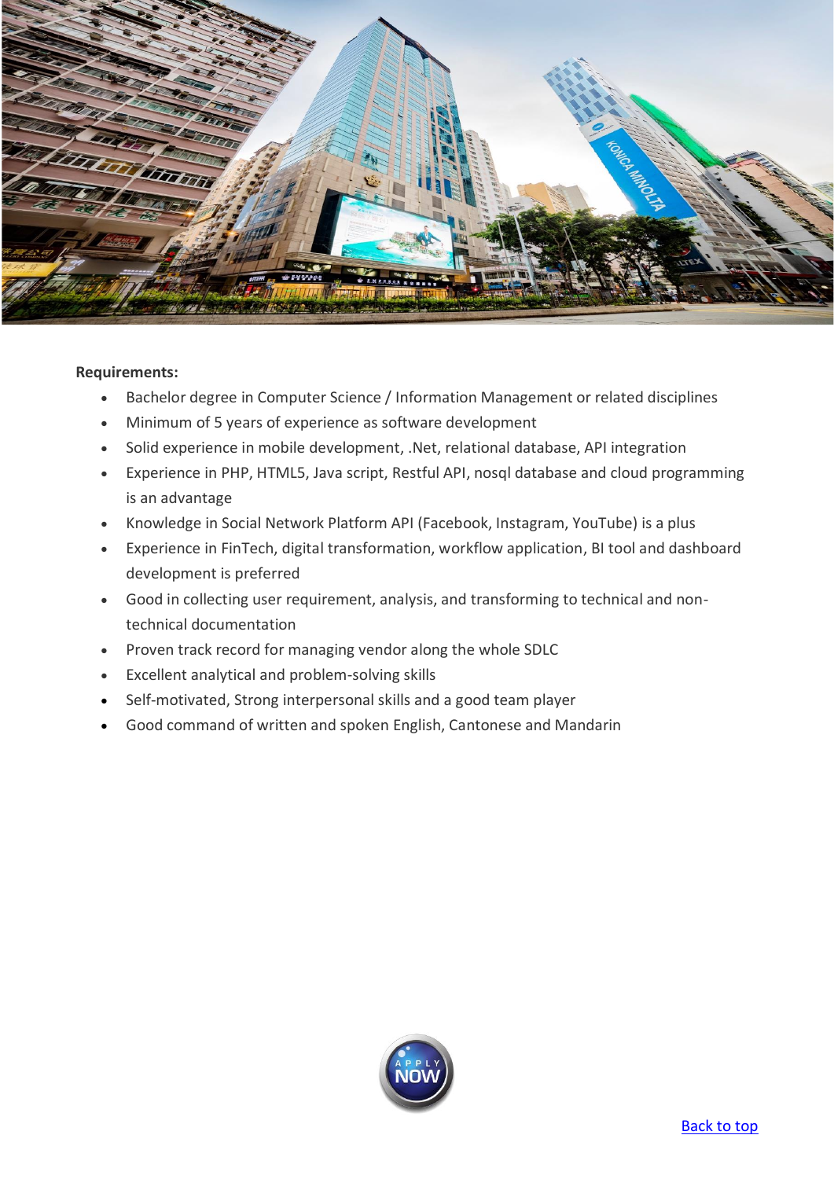**Requirements:**

- Bachelor degree in Computer Science / Information Management or related disciplines
- Minimum of 5 years of experience as software development
- Solid experience in mobile development, .Net, relational database, API integration
- Experience in PHP, HTML5, Java script, Restful API, nosql database and cloud programming is an advantage
- Knowledge in Social Network Platform API (Facebook, Instagram, YouTube) is a plus
- Experience in FinTech, digital transformation, workflow application, BI tool and dashboard development is preferred
- Good in collecting user requirement, analysis, and transforming to technical and non-technical documentation
- Proven track record for managing vendor along the whole SDLC
- Excellent analytical and problem-solving skills
- Self-motivated, Strong interpersonal skills and a good team player
- Good command of written and spoken English, Cantonese and Mandarin

APPLY NOW

Back to top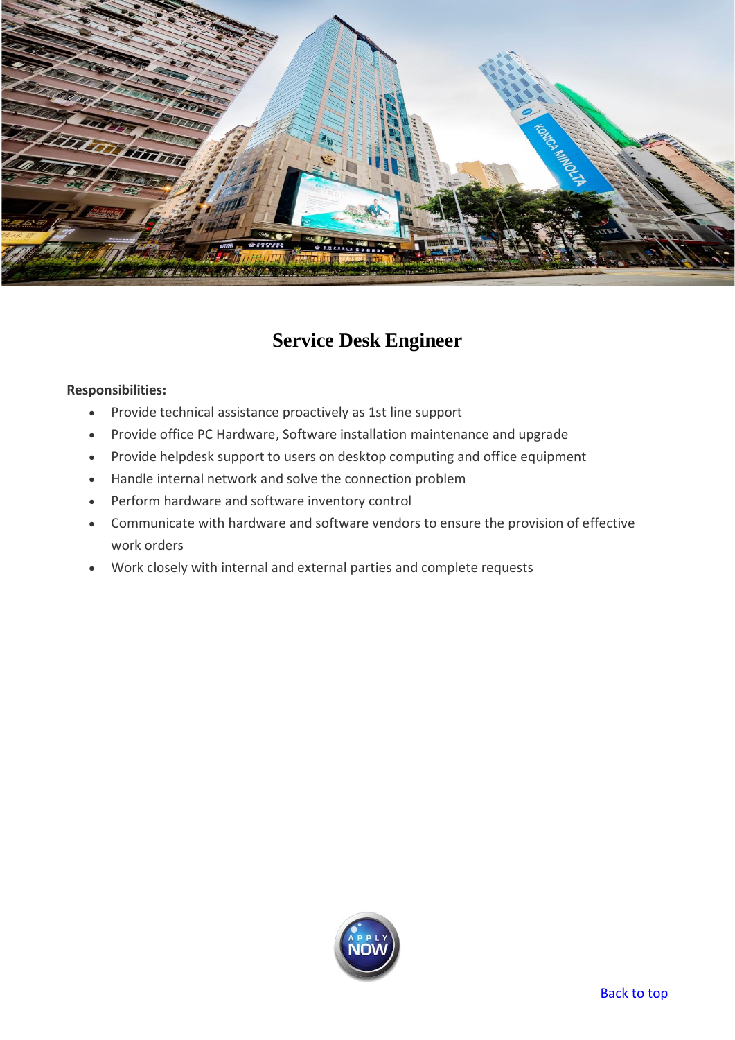# Service Desk Engineer

**Responsibilities:**

- Provide technical assistance proactively as 1st line support
- Provide office PC Hardware, Software installation maintenance and upgrade
- Provide helpdesk support to users on desktop computing and office equipment
- Handle internal network and solve the connection problem
- Perform hardware and software inventory control
- Communicate with hardware and software vendors to ensure the provision of effective work orders
- Work closely with internal and external parties and complete requests

Back to top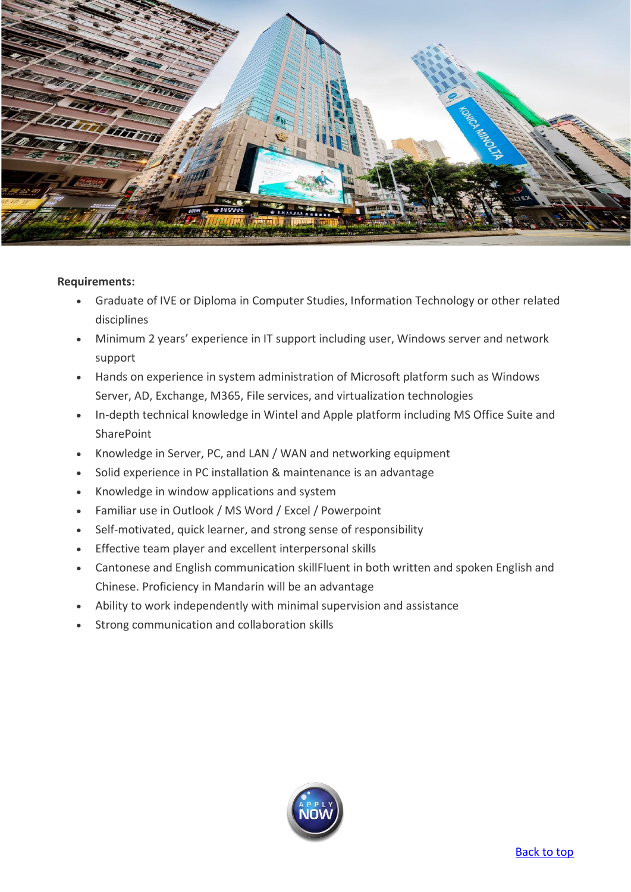**Requirements:**

- Graduate of IVE or Diploma in Computer Studies, Information Technology or other related disciplines
- Minimum 2 years' experience in IT support including user, Windows server and network support
- Hands on experience in system administration of Microsoft platform such as Windows Server, AD, Exchange, M365, File services, and virtualization technologies
- In-depth technical knowledge in Wintel and Apple platform including MS Office Suite and SharePoint
- Knowledge in Server, PC, and LAN / WAN and networking equipment
- Solid experience in PC installation & maintenance is an advantage
- Knowledge in window applications and system
- Familiar use in Outlook / MS Word / Excel / Powerpoint
- Self-motivated, quick learner, and strong sense of responsibility
- Effective team player and excellent interpersonal skills
- Cantonese and English communication skillFluent in both written and spoken English and Chinese. Proficiency in Mandarin will be an advantage
- Ability to work independently with minimal supervision and assistance
- Strong communication and collaboration skills

APPLY NOW

Back to top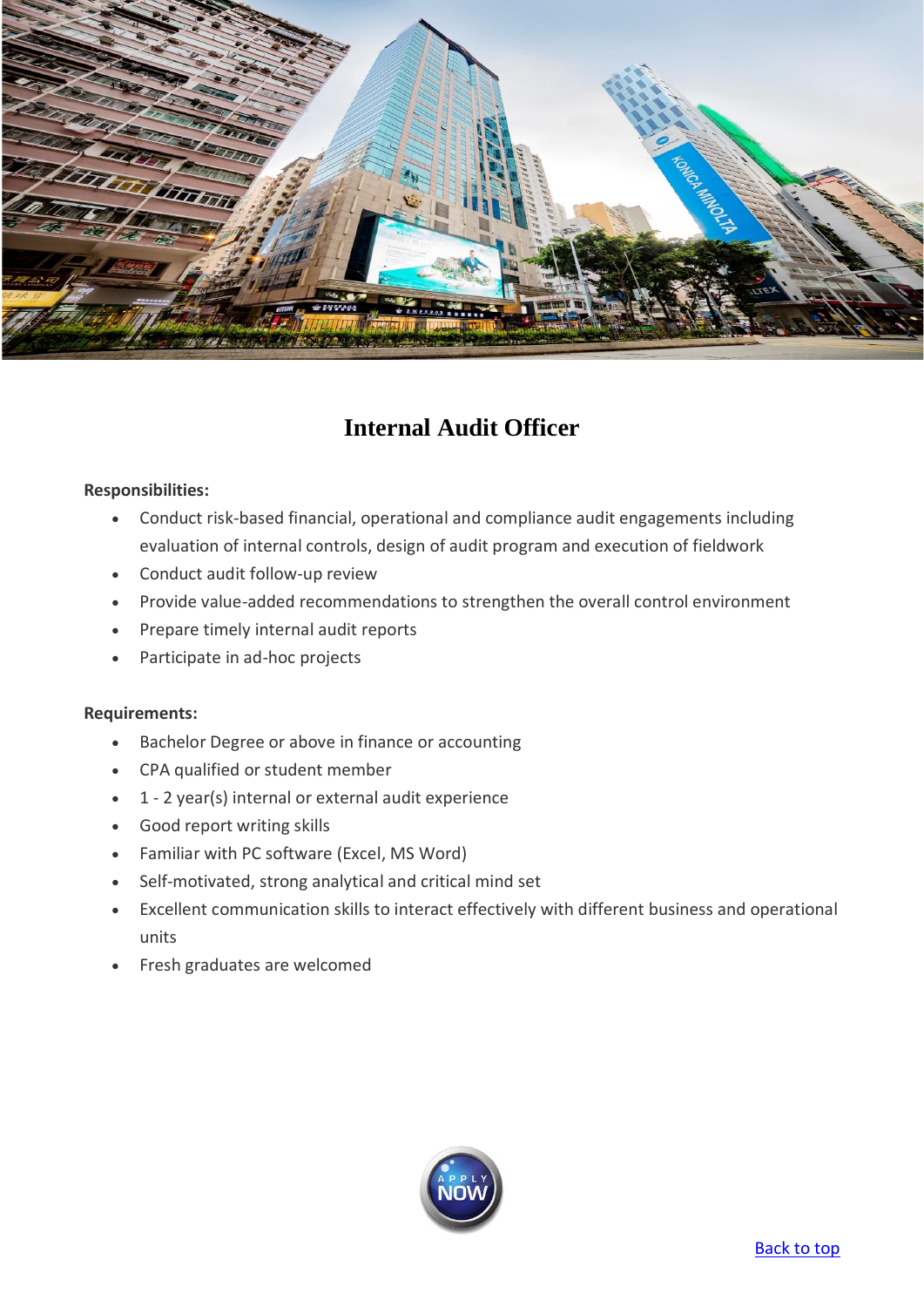# Internal Audit Officer

**Responsibilities:**

- Conduct risk-based financial, operational and compliance audit engagements including evaluation of internal controls, design of audit program and execution of fieldwork
- Conduct audit follow-up review
- Provide value-added recommendations to strengthen the overall control environment
- Prepare timely internal audit reports
- Participate in ad-hoc projects

**Requirements:**

- Bachelor Degree or above in finance or accounting
- CPA qualified or student member
- 1 - 2 year(s) internal or external audit experience
- Good report writing skills
- Familiar with PC software (Excel, MS Word)
- Self-motivated, strong analytical and critical mind set
- Excellent communication skills to interact effectively with different business and operational units
- Fresh graduates are welcomed

APPLY NOW

Back to top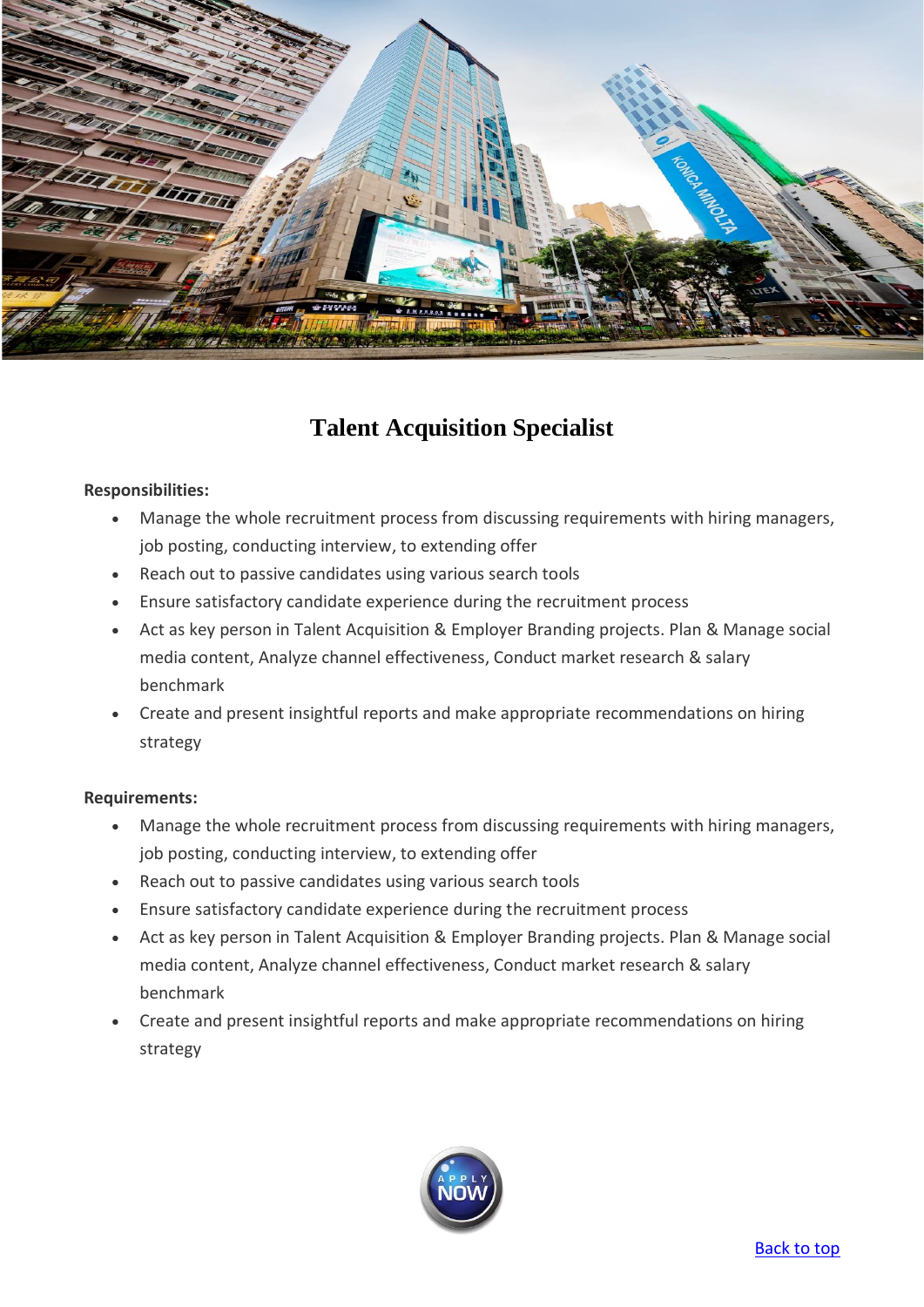# Talent Acquisition Specialist

**Responsibilities:**

- Manage the whole recruitment process from discussing requirements with hiring managers, job posting, conducting interview, to extending offer
- Reach out to passive candidates using various search tools
- Ensure satisfactory candidate experience during the recruitment process
- Act as key person in Talent Acquisition & Employer Branding projects. Plan & Manage social media content, Analyze channel effectiveness, Conduct market research & salary benchmark
- Create and present insightful reports and make appropriate recommendations on hiring strategy

**Requirements:**

- Manage the whole recruitment process from discussing requirements with hiring managers, job posting, conducting interview, to extending offer
- Reach out to passive candidates using various search tools
- Ensure satisfactory candidate experience during the recruitment process
- Act as key person in Talent Acquisition & Employer Branding projects. Plan & Manage social media content, Analyze channel effectiveness, Conduct market research & salary benchmark
- Create and present insightful reports and make appropriate recommendations on hiring strategy

APPLY NOW

Back to top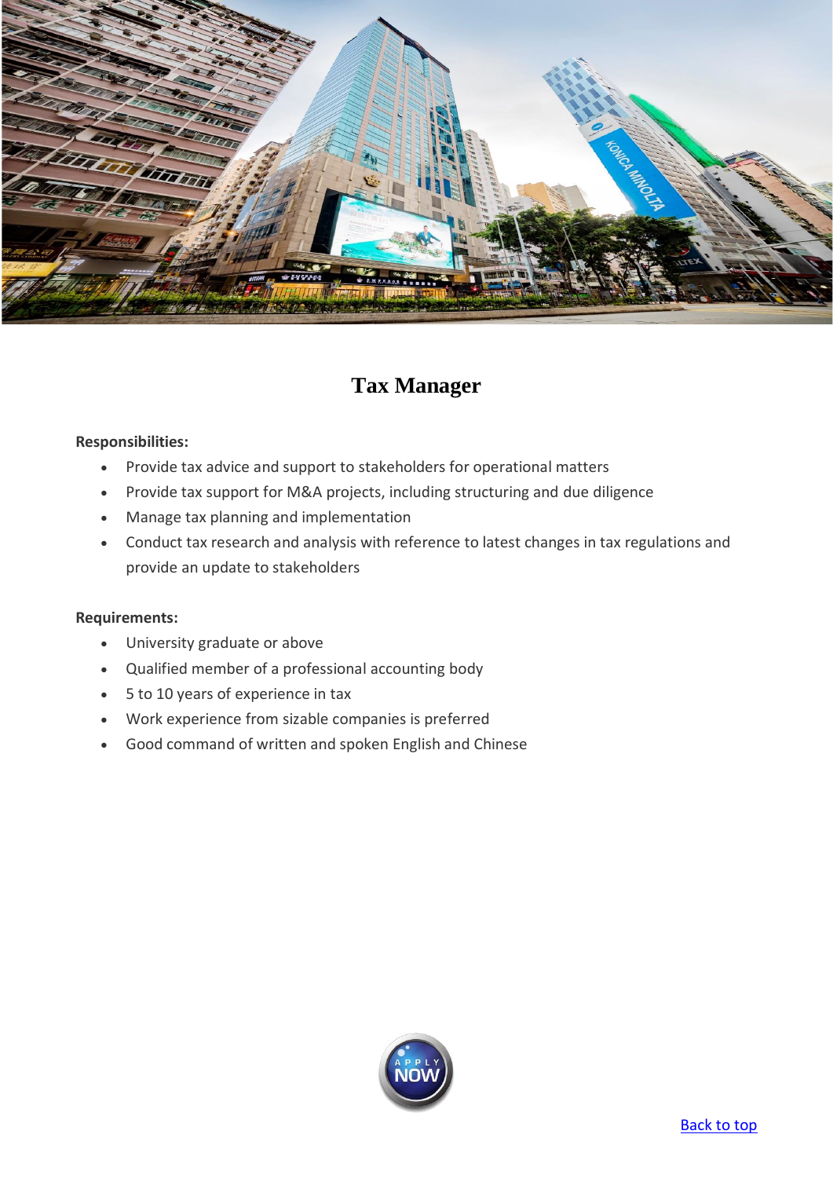# Tax Manager

**Responsibilities:**

- Provide tax advice and support to stakeholders for operational matters
- Provide tax support for M&A projects, including structuring and due diligence
- Manage tax planning and implementation
- Conduct tax research and analysis with reference to latest changes in tax regulations and provide an update to stakeholders

**Requirements:**

- University graduate or above
- Qualified member of a professional accounting body
- 5 to 10 years of experience in tax
- Work experience from sizable companies is preferred
- Good command of written and spoken English and Chinese

Back to top